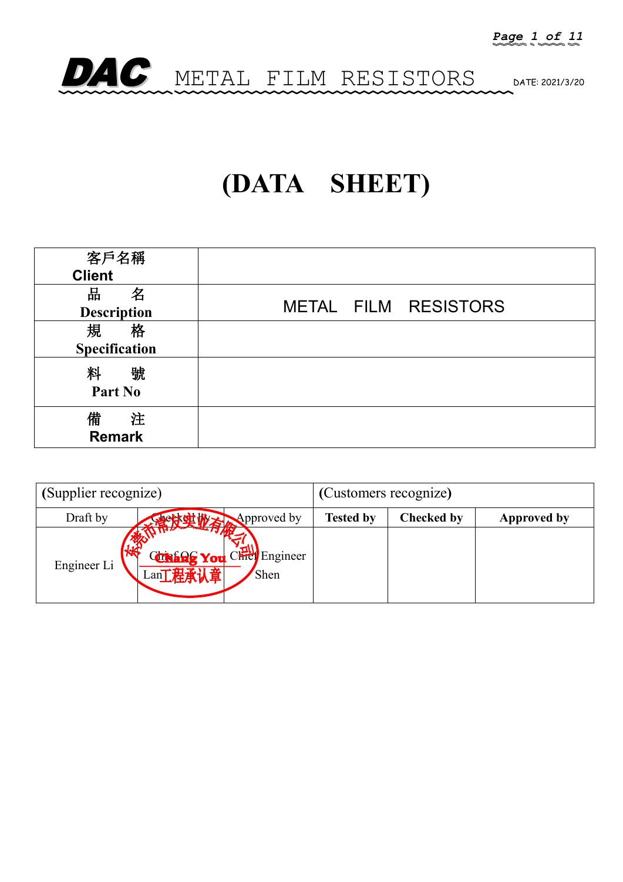# DAC METAL FILM RESISTORS

DATE: 2021/3/20

# (DATA SHEET)

| | |
|---|---|
| 客戶名稱 Client | |
| 品　名 Description | METAL FILM RESISTORS |
| 規　格 Specification | |
| 料　號 Part No | |
| 備　注 Remark | |

| (Supplier recognize) | | | (Customers recognize) | | |
|---|---|---|---|---|---|
| Draft by | Checked by | Approved by | **Tested by** | **Checked by** | **Approved by** |
| Engineer Li | Chief QC Lan | Chief Engineer Shen | | | |

东莞市常友实业有限公司 Chang You 工程承认章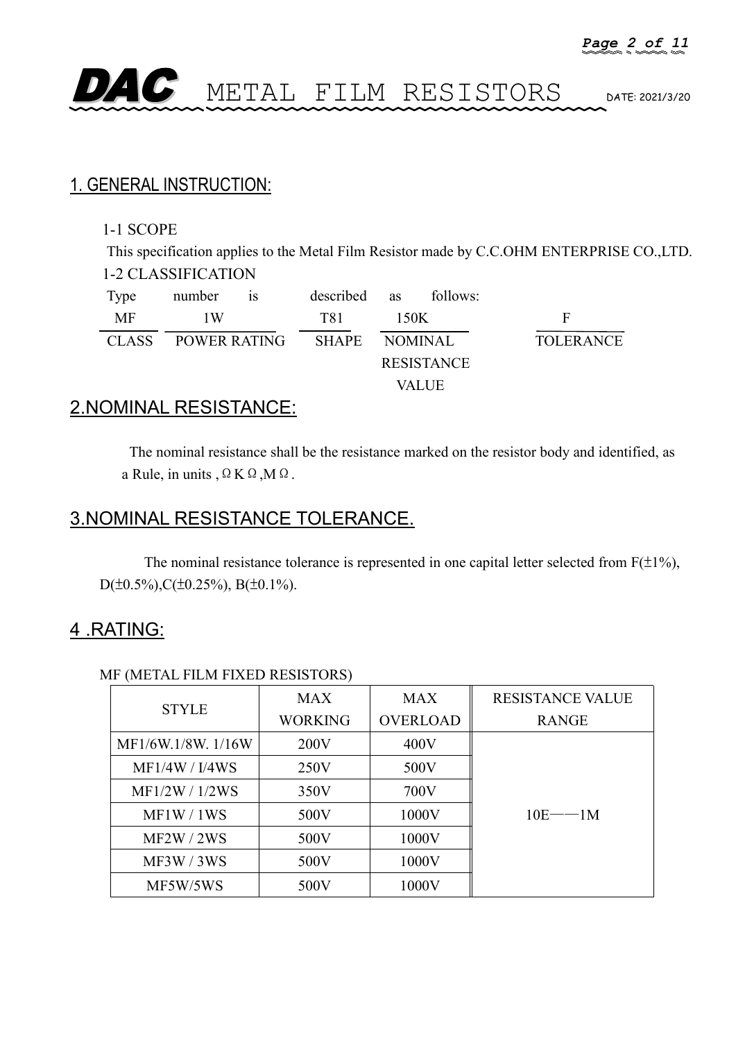# DAC METAL FILM RESISTORS

DATE: 2021/3/20

## 1. GENERAL INSTRUCTION:

1-1 SCOPE

This specification applies to the Metal Film Resistor made by C.C.OHM ENTERPRISE CO.,LTD.

1-2 CLASSIFICATION

Type number is described as follows:

| MF | 1W | T81 | 150K | F |
|---|---|---|---|---|
| CLASS | POWER RATING | SHAPE | NOMINAL RESISTANCE VALUE | TOLERANCE |

## 2.NOMINAL RESISTANCE:

The nominal resistance shall be the resistance marked on the resistor body and identified, as a Rule, in units , Ω K Ω ,M Ω .

## 3.NOMINAL RESISTANCE TOLERANCE.

The nominal resistance tolerance is represented in one capital letter selected from F(±1%), D(±0.5%),C(±0.25%), B(±0.1%).

## 4 .RATING:

MF (METAL FILM FIXED RESISTORS)

| STYLE | MAX WORKING | MAX OVERLOAD | RESISTANCE VALUE RANGE |
|---|---|---|---|
| MF1/6W.1/8W. 1/16W | 200V | 400V | 10E——1M |
| MF1/4W / I/4WS | 250V | 500V | |
| MF1/2W / 1/2WS | 350V | 700V | |
| MF1W / 1WS | 500V | 1000V | |
| MF2W / 2WS | 500V | 1000V | |
| MF3W / 3WS | 500V | 1000V | |
| MF5W/5WS | 500V | 1000V | |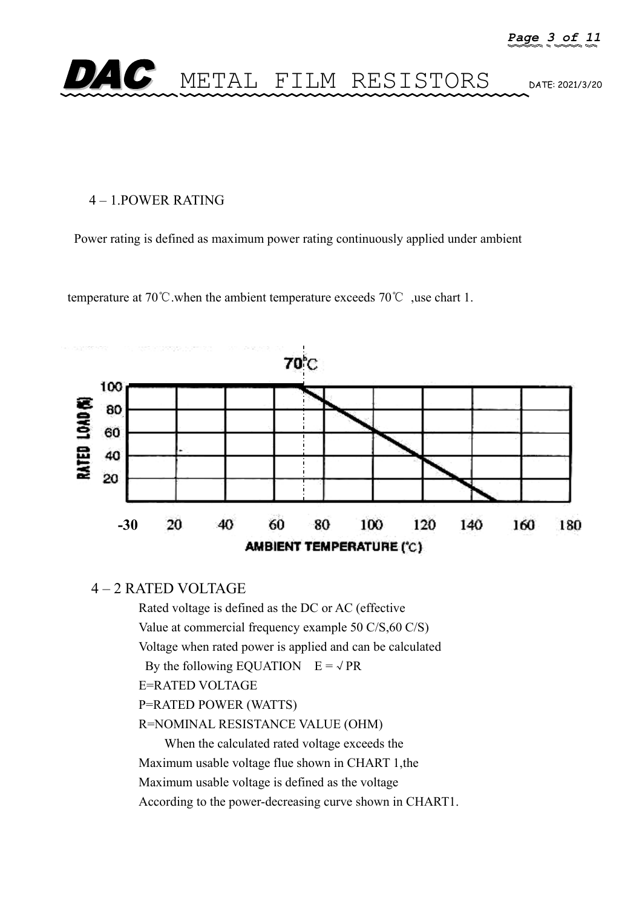## 4 – 1.POWER RATING

Power rating is defined as maximum power rating continuously applied under ambient

temperature at 70℃.when the ambient temperature exceeds 70℃ ,use chart 1.

70℃

RATED LOAD (%)

100
80
60
40
20

-30 20 40 60 80 100 120 140 160 180

AMBIENT TEMPERATURE (℃)

## 4 – 2 RATED VOLTAGE

Rated voltage is defined as the DC or AC (effective
Value at commercial frequency example 50 C/S,60 C/S)
Voltage when rated power is applied and can be calculated
By the following EQUATION $E = \sqrt{PR}$
E=RATED VOLTAGE
P=RATED POWER (WATTS)
R=NOMINAL RESISTANCE VALUE (OHM)

When the calculated rated voltage exceeds the
Maximum usable voltage flue shown in CHART 1,the
Maximum usable voltage is defined as the voltage
According to the power-decreasing curve shown in CHART1.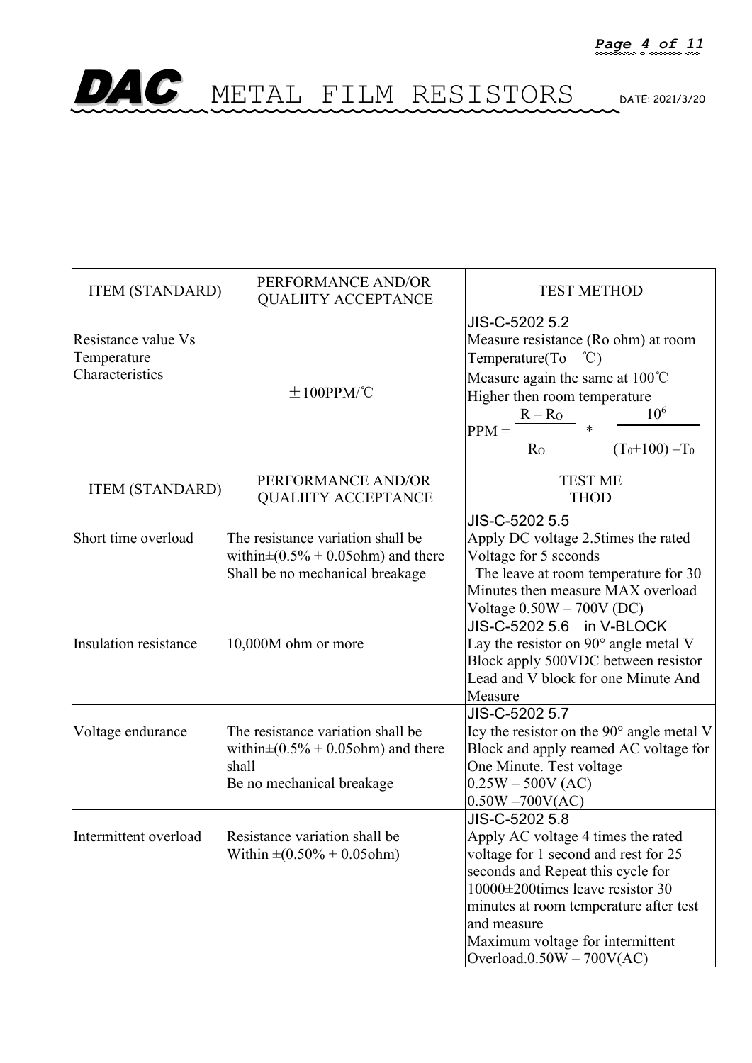# DAC METAL FILM RESISTORS

DATE: 2021/3/20

| ITEM (STANDARD) | PERFORMANCE AND/OR QUALIITY ACCEPTANCE | TEST METHOD |
|---|---|---|
| Resistance value Vs Temperature Characteristics | ±100PPM/℃ | JIS-C-5202 5.2<br>Measure resistance (Ro ohm) at room Temperature(To ℃)<br>Measure again the same at 100℃ Higher then room temperature<br>$PPM = \frac{R - R_O}{R_O} * \frac{10^6}{(T_0+100) - T_0}$ |
| ITEM (STANDARD) | PERFORMANCE AND/OR QUALIITY ACCEPTANCE | TEST METHOD |
| Short time overload | The resistance variation shall be within±(0.5% + 0.05ohm) and there Shall be no mechanical breakage | JIS-C-5202 5.5<br>Apply DC voltage 2.5times the rated Voltage for 5 seconds<br>The leave at room temperature for 30 Minutes then measure MAX overload Voltage 0.50W – 700V (DC) |
| Insulation resistance | 10,000M ohm or more | JIS-C-5202 5.6 in V-BLOCK<br>Lay the resistor on 90° angle metal V Block apply 500VDC between resistor Lead and V block for one Minute And Measure |
| Voltage endurance | The resistance variation shall be within±(0.5% + 0.05ohm) and there shall<br>Be no mechanical breakage | JIS-C-5202 5.7<br>Icy the resistor on the 90° angle metal V Block and apply reamed AC voltage for One Minute. Test voltage<br>0.25W – 500V (AC)<br>0.50W –700V(AC) |
| Intermittent overload | Resistance variation shall be Within ±(0.50% + 0.05ohm) | JIS-C-5202 5.8<br>Apply AC voltage 4 times the rated voltage for 1 second and rest for 25 seconds and Repeat this cycle for 10000±200times leave resistor 30 minutes at room temperature after test and measure<br>Maximum voltage for intermittent Overload.0.50W – 700V(AC) |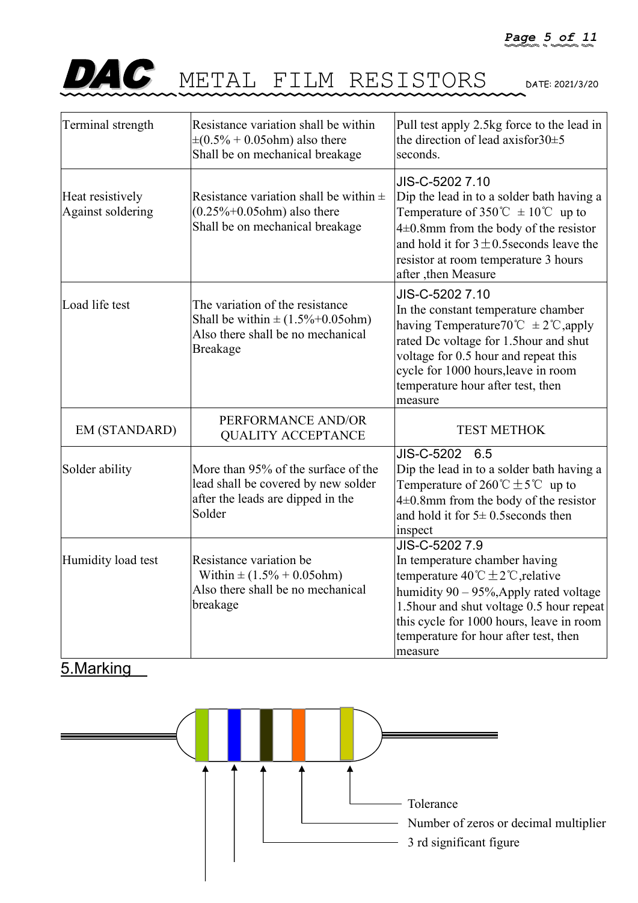# DAC METAL FILM RESISTORS

DATE: 2021/3/20

| | | |
|---|---|---|
| Terminal strength | Resistance variation shall be within ±(0.5% + 0.05ohm) also there Shall be on mechanical breakage | Pull test apply 2.5kg force to the lead in the direction of lead axisfor30±5 seconds. |
| Heat resistively Against soldering | Resistance variation shall be within ±(0.25%+0.05ohm) also there Shall be on mechanical breakage | JIS-C-5202 7.10 Dip the lead in to a solder bath having a Temperature of 350℃ ± 10℃ up to 4±0.8mm from the body of the resistor and hold it for 3±0.5seconds leave the resistor at room temperature 3 hours after ,then Measure |
| Load life test | The variation of the resistance Shall be within ± (1.5%+0.05ohm) Also there shall be no mechanical Breakage | JIS-C-5202 7.10 In the constant temperature chamber having Temperature70℃ ± 2℃,apply rated Dc voltage for 1.5hour and shut voltage for 0.5 hour and repeat this cycle for 1000 hours,leave in room temperature hour after test, then measure |
| EM (STANDARD) | PERFORMANCE AND/OR QUALITY ACCEPTANCE | TEST METHOK |
| Solder ability | More than 95% of the surface of the lead shall be covered by new solder after the leads are dipped in the Solder | JIS-C-5202 6.5 Dip the lead in to a solder bath having a Temperature of 260℃±5℃ up to 4±0.8mm from the body of the resistor and hold it for 5± 0.5seconds then inspect |
| Humidity load test | Resistance variation be Within ± (1.5% + 0.05ohm) Also there shall be no mechanical breakage | JIS-C-5202 7.9 In temperature chamber having temperature 40℃±2℃,relative humidity 90 – 95%,Apply rated voltage 1.5hour and shut voltage 0.5 hour repeat this cycle for 1000 hours, leave in room temperature for hour after test, then measure |

## 5.Marking

Tolerance

Number of zeros or decimal multiplier

3 rd significant figure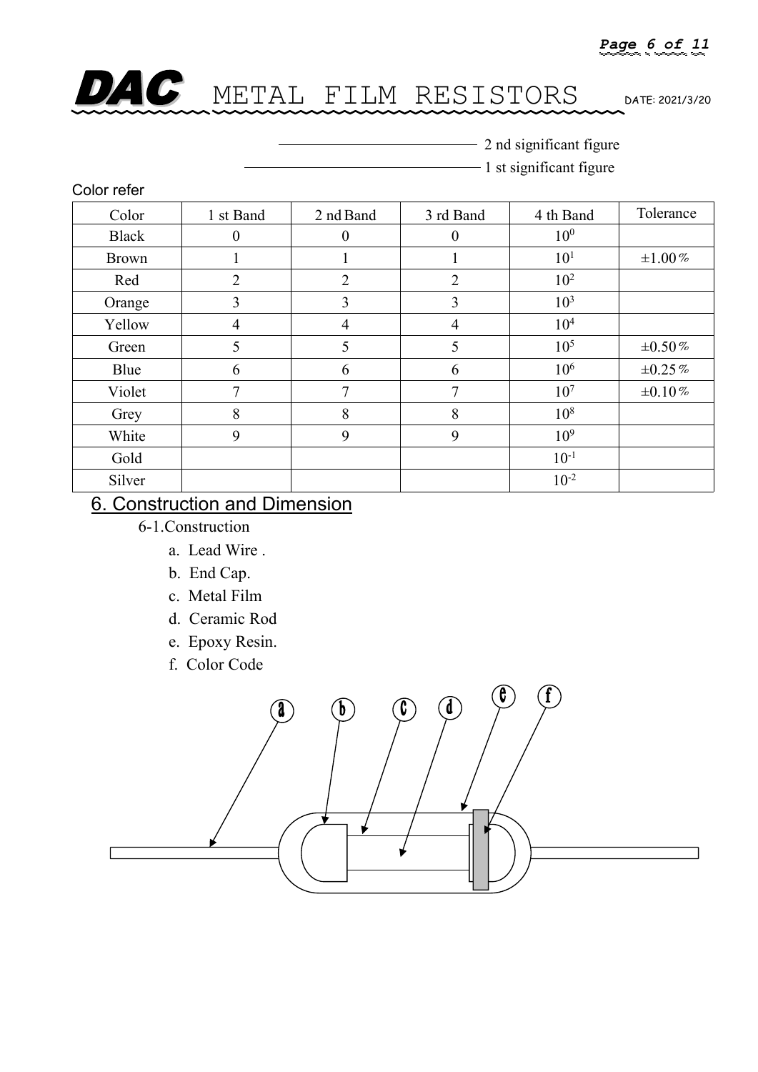2 nd significant figure

1 st significant figure

Color refer

| Color | 1 st Band | 2 nd Band | 3 rd Band | 4 th Band | Tolerance |
|---|---|---|---|---|---|
| Black | 0 | 0 | 0 | $10^0$ | |
| Brown | 1 | 1 | 1 | $10^1$ | ±1.00% |
| Red | 2 | 2 | 2 | $10^2$ | |
| Orange | 3 | 3 | 3 | $10^3$ | |
| Yellow | 4 | 4 | 4 | $10^4$ | |
| Green | 5 | 5 | 5 | $10^5$ | ±0.50% |
| Blue | 6 | 6 | 6 | $10^6$ | ±0.25% |
| Violet | 7 | 7 | 7 | $10^7$ | ±0.10% |
| Grey | 8 | 8 | 8 | $10^8$ | |
| White | 9 | 9 | 9 | $10^9$ | |
| Gold | | | | $10^{-1}$ | |
| Silver | | | | $10^{-2}$ | |

## 6. Construction and Dimension

6-1.Construction

a. Lead Wire .

b. End Cap.

c. Metal Film

d. Ceramic Rod

e. Epoxy Resin.

f. Color Code

a b c d e f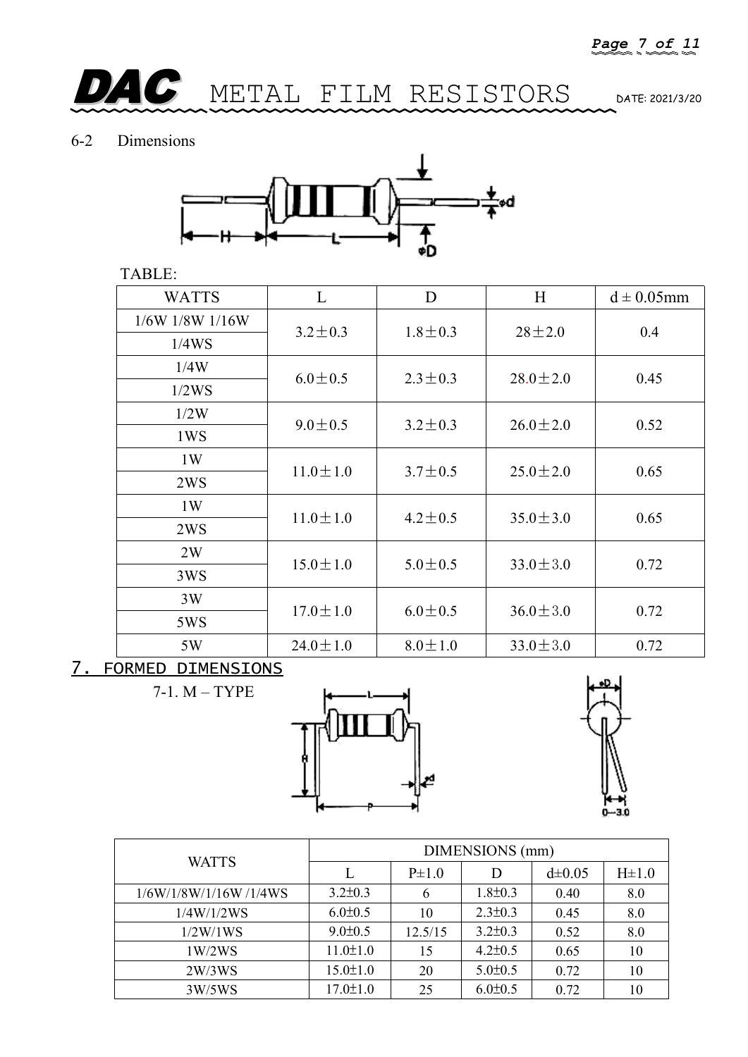6-2 Dimensions

TABLE:

| WATTS | L | D | H | d ± 0.05mm |
|---|---|---|---|---|
| 1/6W 1/8W 1/16W | 3.2±0.3 | 1.8±0.3 | 28±2.0 | 0.4 |
| 1/4WS | | | | |
| 1/4W | 6.0±0.5 | 2.3±0.3 | 28.0±2.0 | 0.45 |
| 1/2WS | | | | |
| 1/2W | 9.0±0.5 | 3.2±0.3 | 26.0±2.0 | 0.52 |
| 1WS | | | | |
| 1W | 11.0±1.0 | 3.7±0.5 | 25.0±2.0 | 0.65 |
| 2WS | | | | |
| 1W | 11.0±1.0 | 4.2±0.5 | 35.0±3.0 | 0.65 |
| 2WS | | | | |
| 2W | 15.0±1.0 | 5.0±0.5 | 33.0±3.0 | 0.72 |
| 3WS | | | | |
| 3W | 17.0±1.0 | 6.0±0.5 | 36.0±3.0 | 0.72 |
| 5WS | | | | |
| 5W | 24.0±1.0 | 8.0±1.0 | 33.0±3.0 | 0.72 |

## 7. FORMED DIMENSIONS

7-1. M – TYPE

| WATTS | DIMENSIONS (mm) | | | | |
|---|---|---|---|---|---|
| | L | P±1.0 | D | d±0.05 | H±1.0 |
| 1/6W/1/8W/1/16W /1/4WS | 3.2±0.3 | 6 | 1.8±0.3 | 0.40 | 8.0 |
| 1/4W/1/2WS | 6.0±0.5 | 10 | 2.3±0.3 | 0.45 | 8.0 |
| 1/2W/1WS | 9.0±0.5 | 12.5/15 | 3.2±0.3 | 0.52 | 8.0 |
| 1W/2WS | 11.0±1.0 | 15 | 4.2±0.5 | 0.65 | 10 |
| 2W/3WS | 15.0±1.0 | 20 | 5.0±0.5 | 0.72 | 10 |
| 3W/5WS | 17.0±1.0 | 25 | 6.0±0.5 | 0.72 | 10 |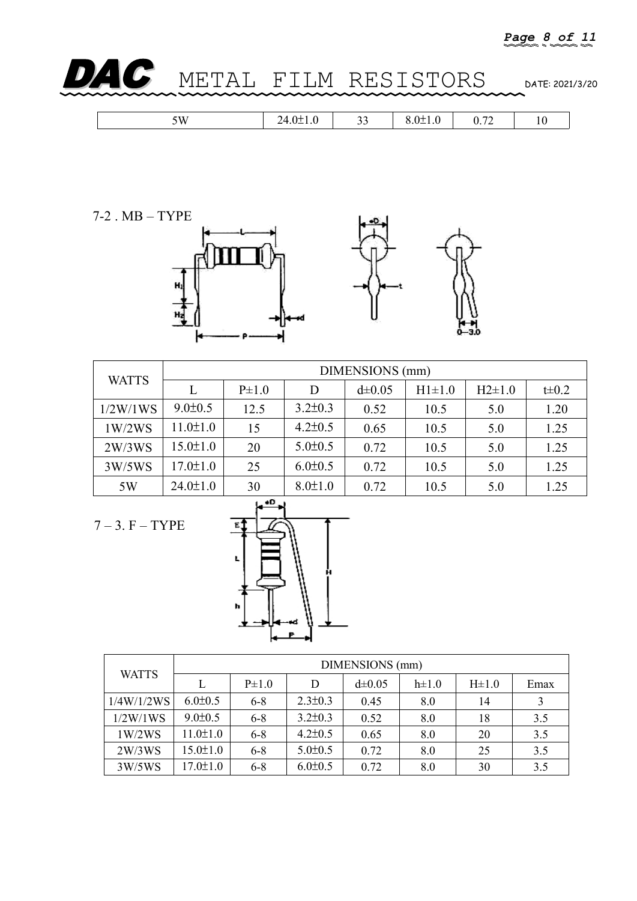| 5W | 24.0±1.0 | 33 | 8.0±1.0 | 0.72 | 10 |
|---|---|---|---|---|---|

7-2 . MB – TYPE

| WATTS | DIMENSIONS (mm) | | | | | | |
|---|---|---|---|---|---|---|---|
| | L | P±1.0 | D | d±0.05 | H1±1.0 | H2±1.0 | t±0.2 |
| 1/2W/1WS | 9.0±0.5 | 12.5 | 3.2±0.3 | 0.52 | 10.5 | 5.0 | 1.20 |
| 1W/2WS | 11.0±1.0 | 15 | 4.2±0.5 | 0.65 | 10.5 | 5.0 | 1.25 |
| 2W/3WS | 15.0±1.0 | 20 | 5.0±0.5 | 0.72 | 10.5 | 5.0 | 1.25 |
| 3W/5WS | 17.0±1.0 | 25 | 6.0±0.5 | 0.72 | 10.5 | 5.0 | 1.25 |
| 5W | 24.0±1.0 | 30 | 8.0±1.0 | 0.72 | 10.5 | 5.0 | 1.25 |

7 – 3. F – TYPE

| WATTS | DIMENSIONS (mm) | | | | | | |
|---|---|---|---|---|---|---|---|
| | L | P±1.0 | D | d±0.05 | h±1.0 | H±1.0 | Emax |
| 1/4W/1/2WS | 6.0±0.5 | 6-8 | 2.3±0.3 | 0.45 | 8.0 | 14 | 3 |
| 1/2W/1WS | 9.0±0.5 | 6-8 | 3.2±0.3 | 0.52 | 8.0 | 18 | 3.5 |
| 1W/2WS | 11.0±1.0 | 6-8 | 4.2±0.5 | 0.65 | 8.0 | 20 | 3.5 |
| 2W/3WS | 15.0±1.0 | 6-8 | 5.0±0.5 | 0.72 | 8.0 | 25 | 3.5 |
| 3W/5WS | 17.0±1.0 | 6-8 | 6.0±0.5 | 0.72 | 8.0 | 30 | 3.5 |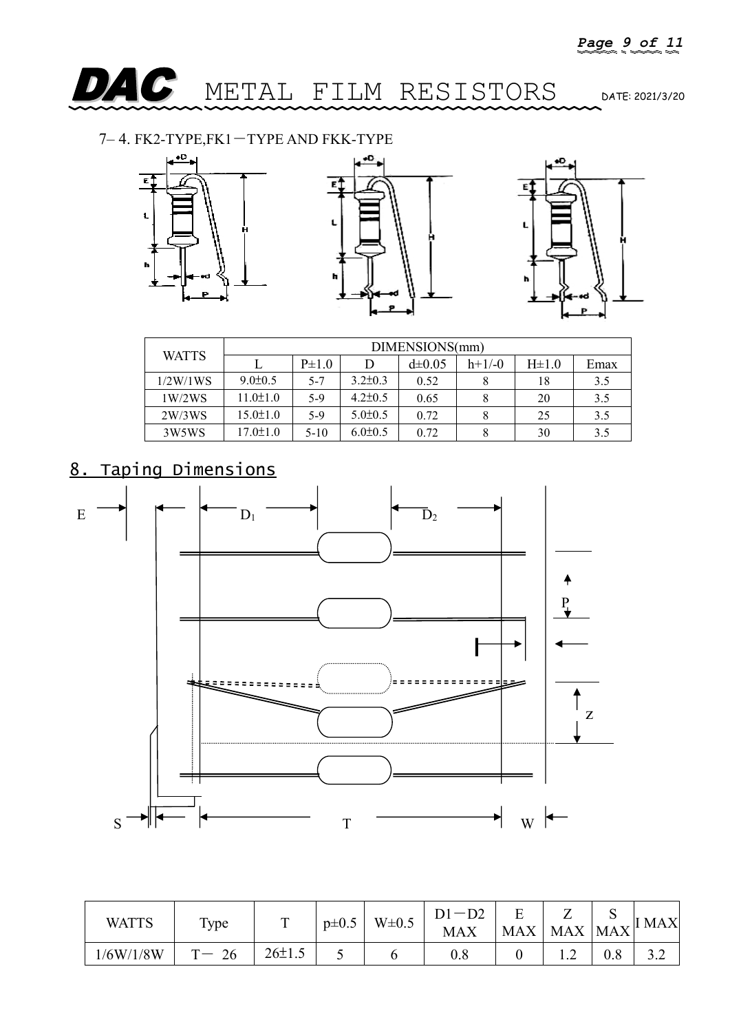# DAC METAL FILM RESISTORS

DATE: 2021/3/20

7– 4. FK2-TYPE,FK1－TYPE AND FKK-TYPE

| WATTS | DIMENSIONS(mm) | | | | | | |
|---|---|---|---|---|---|---|---|
| | L | P±1.0 | D | d±0.05 | h+1/-0 | H±1.0 | Emax |
| 1/2W/1WS | 9.0±0.5 | 5-7 | 3.2±0.3 | 0.52 | 8 | 18 | 3.5 |
| 1W/2WS | 11.0±1.0 | 5-9 | 4.2±0.5 | 0.65 | 8 | 20 | 3.5 |
| 2W/3WS | 15.0±1.0 | 5-9 | 5.0±0.5 | 0.72 | 8 | 25 | 3.5 |
| 3W5WS | 17.0±1.0 | 5-10 | 6.0±0.5 | 0.72 | 8 | 30 | 3.5 |

## 8. Taping Dimensions

E
$D_1$
$D_2$
P
Z
S
T
W

| WATTS | Type | T | p±0.5 | W±0.5 | D1－D2 MAX | E MAX | Z MAX | S MAX | I MAX |
|---|---|---|---|---|---|---|---|---|---|
| 1/6W/1/8W | T－ 26 | 26±1.5 | 5 | 6 | 0.8 | 0 | 1.2 | 0.8 | 3.2 |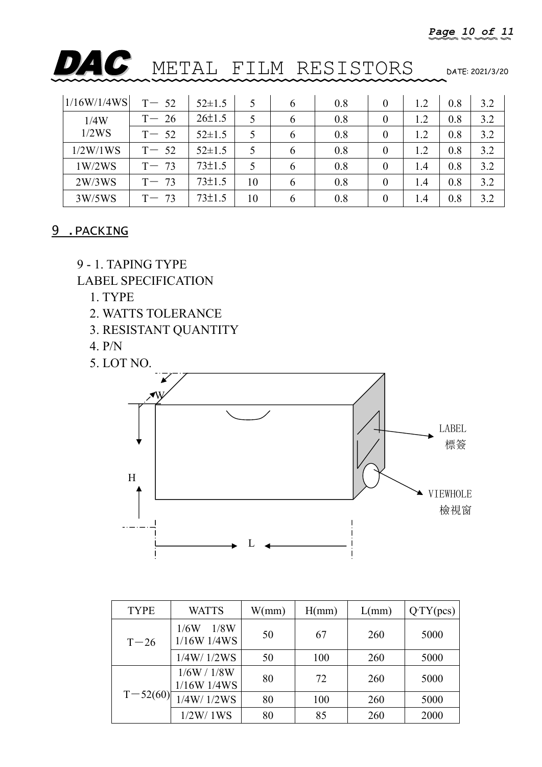# DAC METAL FILM RESISTORS

DATE: 2021/3/20

| | | | | | | | | | |
|---|---|---|---|---|---|---|---|---|---|
| 1/16W/1/4WS | T－ 52 | 52±1.5 | 5 | 6 | 0.8 | 0 | 1.2 | 0.8 | 3.2 |
| 1/4W 1/2WS | T－ 26 | 26±1.5 | 5 | 6 | 0.8 | 0 | 1.2 | 0.8 | 3.2 |
| | T－ 52 | 52±1.5 | 5 | 6 | 0.8 | 0 | 1.2 | 0.8 | 3.2 |
| 1/2W/1WS | T－ 52 | 52±1.5 | 5 | 6 | 0.8 | 0 | 1.2 | 0.8 | 3.2 |
| 1W/2WS | T－ 73 | 73±1.5 | 5 | 6 | 0.8 | 0 | 1.4 | 0.8 | 3.2 |
| 2W/3WS | T－ 73 | 73±1.5 | 10 | 6 | 0.8 | 0 | 1.4 | 0.8 | 3.2 |
| 3W/5WS | T－ 73 | 73±1.5 | 10 | 6 | 0.8 | 0 | 1.4 | 0.8 | 3.2 |

## 9 .PACKING

9 - 1. TAPING TYPE

LABEL SPECIFICATION

1. TYPE
2. WATTS TOLERANCE
3. RESISTANT QUANTITY
4. P/N
5. LOT NO.

W
H
L
LABEL
標簽
VIEWHOLE
檢視窗

| TYPE | WATTS | W(mm) | H(mm) | L(mm) | Q'TY(pcs) |
|---|---|---|---|---|---|
| T－26 | 1/6W 1/8W 1/16W 1/4WS | 50 | 67 | 260 | 5000 |
| | 1/4W/ 1/2WS | 50 | 100 | 260 | 5000 |
| T－52(60) | 1/6W / 1/8W 1/16W 1/4WS | 80 | 72 | 260 | 5000 |
| | 1/4W/ 1/2WS | 80 | 100 | 260 | 5000 |
| | 1/2W/ 1WS | 80 | 85 | 260 | 2000 |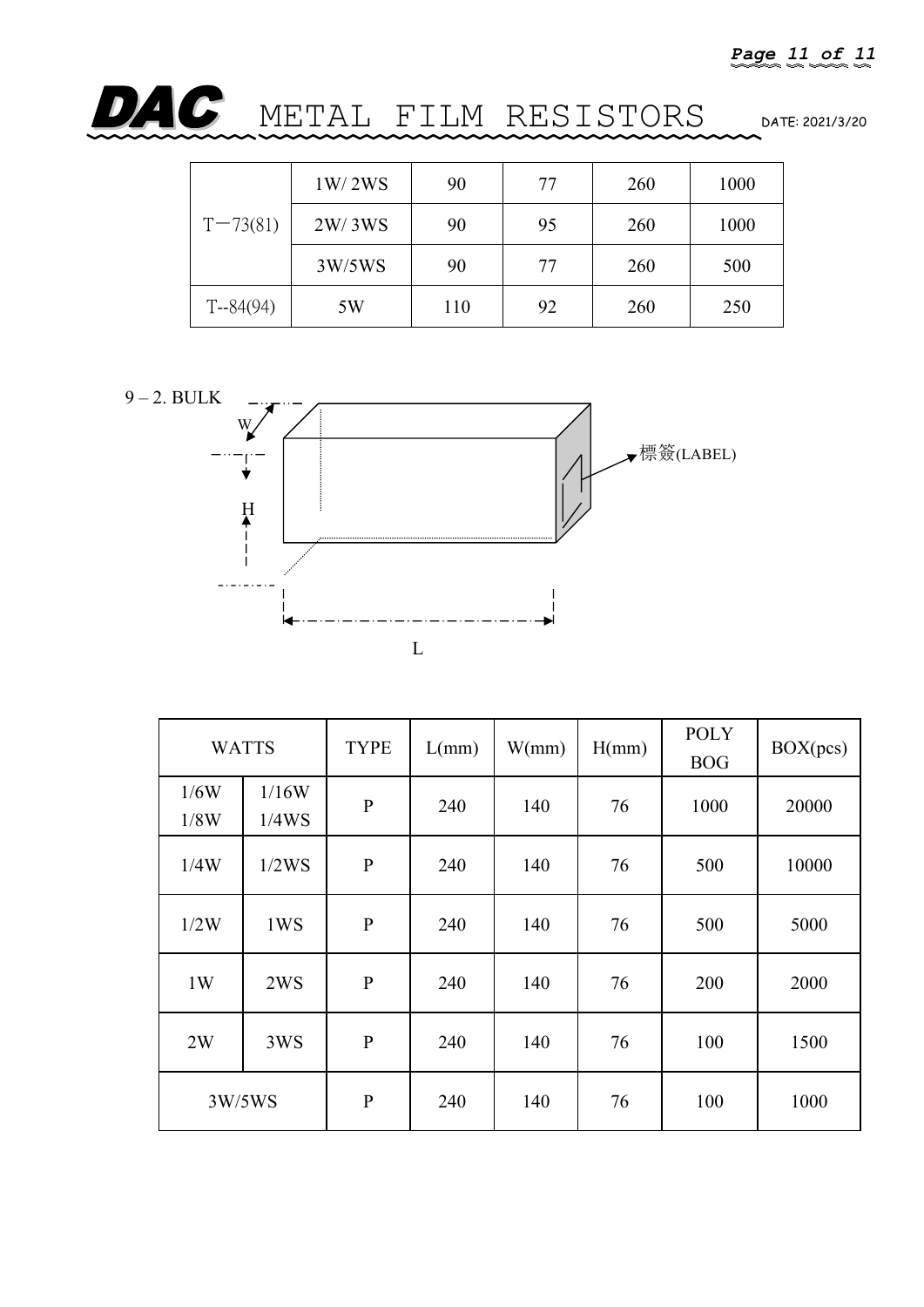# DAC METAL FILM RESISTORS

DATE: 2021/3/20

| | | | | | |
|---|---|---|---|---|---|
| T－73(81) | 1W/ 2WS | 90 | 77 | 260 | 1000 |
| | 2W/ 3WS | 90 | 95 | 260 | 1000 |
| | 3W/5WS | 90 | 77 | 260 | 500 |
| T--84(94) | 5W | 110 | 92 | 260 | 250 |

9 – 2. BULK

W

H

L

標籤(LABEL)

| WATTS | | TYPE | L(mm) | W(mm) | H(mm) | POLY BOG | BOX(pcs) |
|---|---|---|---|---|---|---|---|
| 1/6W 1/8W | 1/16W 1/4WS | P | 240 | 140 | 76 | 1000 | 20000 |
| 1/4W | 1/2WS | P | 240 | 140 | 76 | 500 | 10000 |
| 1/2W | 1WS | P | 240 | 140 | 76 | 500 | 5000 |
| 1W | 2WS | P | 240 | 140 | 76 | 200 | 2000 |
| 2W | 3WS | P | 240 | 140 | 76 | 100 | 1500 |
| 3W/5WS | | P | 240 | 140 | 76 | 100 | 1000 |